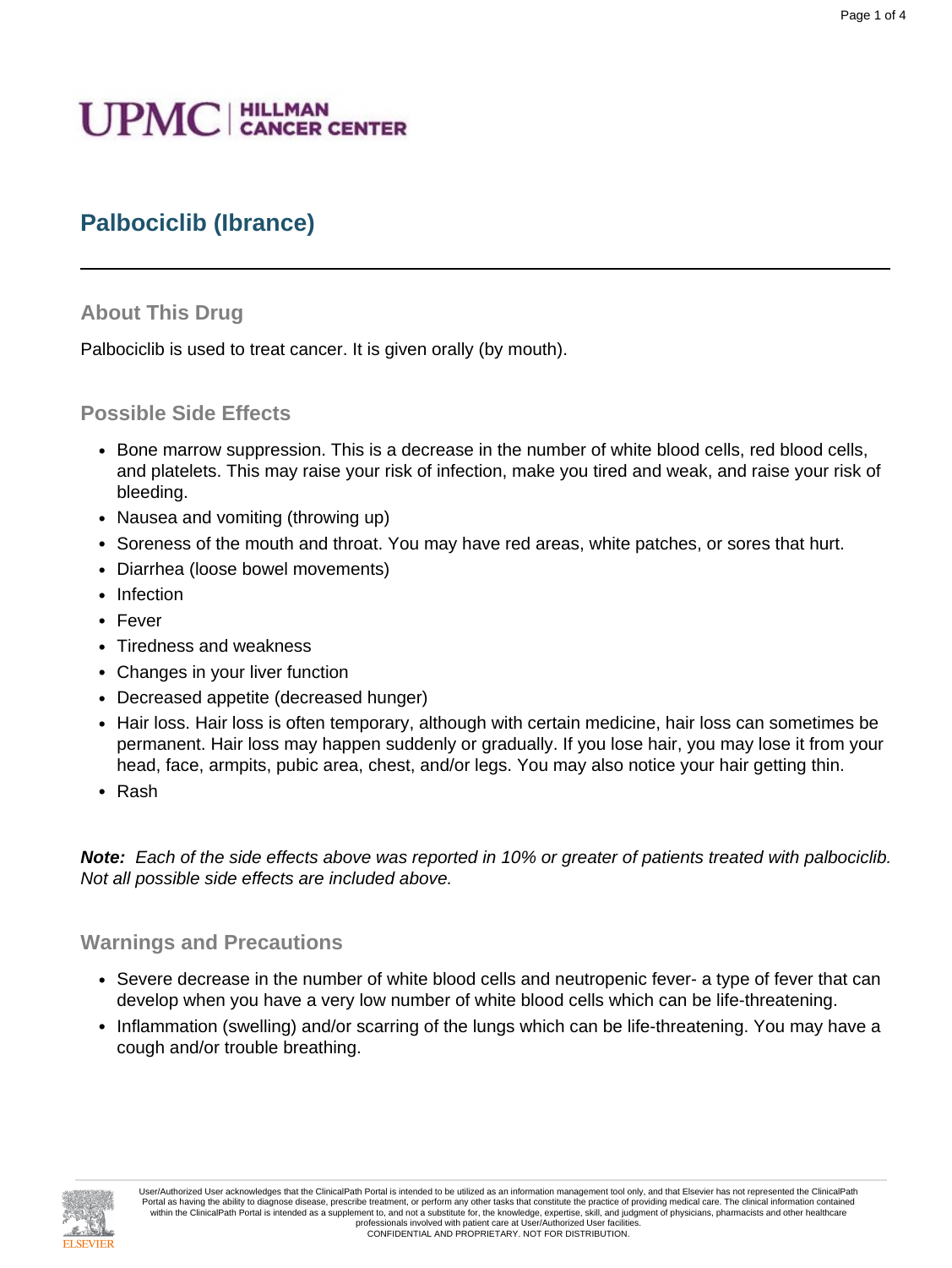UPMC | HILLMAN CANCER CENTER

# Palbociclib (Ibrance)

## About This Drug

Palbociclib is used to treat cancer. It is given orally (by mouth).

## Possible Side Effects

- Bone marrow suppression. This is a decrease in the number of white blood cells, red blood cells, and platelets. This may raise your risk of infection, make you tired and weak, and raise your risk of bleeding.
- Nausea and vomiting (throwing up)
- Soreness of the mouth and throat. You may have red areas, white patches, or sores that hurt.
- Diarrhea (loose bowel movements)
- Infection
- Fever
- Tiredness and weakness
- Changes in your liver function
- Decreased appetite (decreased hunger)
- Hair loss. Hair loss is often temporary, although with certain medicine, hair loss can sometimes be permanent. Hair loss may happen suddenly or gradually. If you lose hair, you may lose it from your head, face, armpits, pubic area, chest, and/or legs. You may also notice your hair getting thin.
- Rash

***Note:*** *Each of the side effects above was reported in 10% or greater of patients treated with palbociclib. Not all possible side effects are included above.*

## Warnings and Precautions

- Severe decrease in the number of white blood cells and neutropenic fever- a type of fever that can develop when you have a very low number of white blood cells which can be life-threatening.
- Inflammation (swelling) and/or scarring of the lungs which can be life-threatening. You may have a cough and/or trouble breathing.

User/Authorized User acknowledges that the ClinicalPath Portal is intended to be utilized as an information management tool only, and that Elsevier has not represented the ClinicalPath Portal as having the ability to diagnose disease, prescribe treatment, or perform any other tasks that constitute the practice of providing medical care. The clinical information contained within the ClinicalPath Portal is intended as a supplement to, and not a substitute for, the knowledge, expertise, skill, and judgment of physicians, pharmacists and other healthcare professionals involved with patient care at User/Authorized User facilities.
CONFIDENTIAL AND PROPRIETARY. NOT FOR DISTRIBUTION.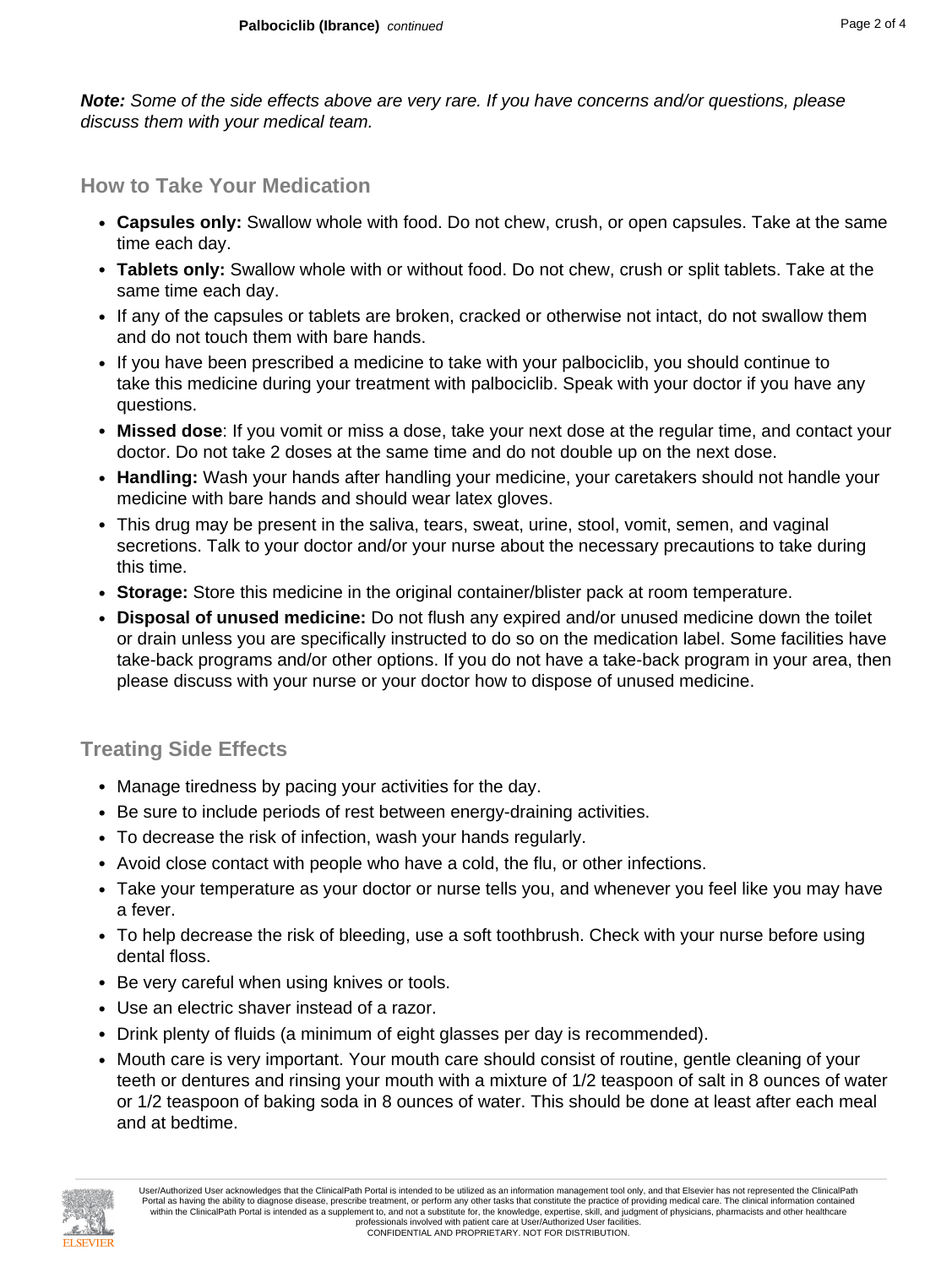***Note:*** *Some of the side effects above are very rare. If you have concerns and/or questions, please discuss them with your medical team.*

## How to Take Your Medication

- **Capsules only:** Swallow whole with food. Do not chew, crush, or open capsules. Take at the same time each day.
- **Tablets only:** Swallow whole with or without food. Do not chew, crush or split tablets. Take at the same time each day.
- If any of the capsules or tablets are broken, cracked or otherwise not intact, do not swallow them and do not touch them with bare hands.
- If you have been prescribed a medicine to take with your palbociclib, you should continue to take this medicine during your treatment with palbociclib. Speak with your doctor if you have any questions.
- **Missed dose**: If you vomit or miss a dose, take your next dose at the regular time, and contact your doctor. Do not take 2 doses at the same time and do not double up on the next dose.
- **Handling:** Wash your hands after handling your medicine, your caretakers should not handle your medicine with bare hands and should wear latex gloves.
- This drug may be present in the saliva, tears, sweat, urine, stool, vomit, semen, and vaginal secretions. Talk to your doctor and/or your nurse about the necessary precautions to take during this time.
- **Storage:** Store this medicine in the original container/blister pack at room temperature.
- **Disposal of unused medicine:** Do not flush any expired and/or unused medicine down the toilet or drain unless you are specifically instructed to do so on the medication label. Some facilities have take-back programs and/or other options. If you do not have a take-back program in your area, then please discuss with your nurse or your doctor how to dispose of unused medicine.

## Treating Side Effects

- Manage tiredness by pacing your activities for the day.
- Be sure to include periods of rest between energy-draining activities.
- To decrease the risk of infection, wash your hands regularly.
- Avoid close contact with people who have a cold, the flu, or other infections.
- Take your temperature as your doctor or nurse tells you, and whenever you feel like you may have a fever.
- To help decrease the risk of bleeding, use a soft toothbrush. Check with your nurse before using dental floss.
- Be very careful when using knives or tools.
- Use an electric shaver instead of a razor.
- Drink plenty of fluids (a minimum of eight glasses per day is recommended).
- Mouth care is very important. Your mouth care should consist of routine, gentle cleaning of your teeth or dentures and rinsing your mouth with a mixture of 1/2 teaspoon of salt in 8 ounces of water or 1/2 teaspoon of baking soda in 8 ounces of water. This should be done at least after each meal and at bedtime.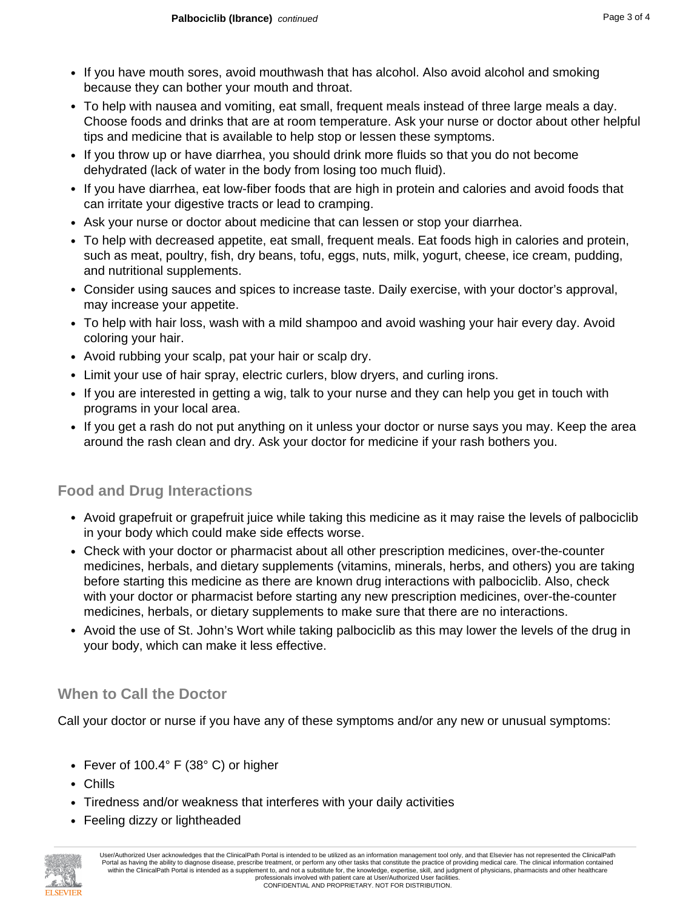- If you have mouth sores, avoid mouthwash that has alcohol. Also avoid alcohol and smoking because they can bother your mouth and throat.
- To help with nausea and vomiting, eat small, frequent meals instead of three large meals a day. Choose foods and drinks that are at room temperature. Ask your nurse or doctor about other helpful tips and medicine that is available to help stop or lessen these symptoms.
- If you throw up or have diarrhea, you should drink more fluids so that you do not become dehydrated (lack of water in the body from losing too much fluid).
- If you have diarrhea, eat low-fiber foods that are high in protein and calories and avoid foods that can irritate your digestive tracts or lead to cramping.
- Ask your nurse or doctor about medicine that can lessen or stop your diarrhea.
- To help with decreased appetite, eat small, frequent meals. Eat foods high in calories and protein, such as meat, poultry, fish, dry beans, tofu, eggs, nuts, milk, yogurt, cheese, ice cream, pudding, and nutritional supplements.
- Consider using sauces and spices to increase taste. Daily exercise, with your doctor's approval, may increase your appetite.
- To help with hair loss, wash with a mild shampoo and avoid washing your hair every day. Avoid coloring your hair.
- Avoid rubbing your scalp, pat your hair or scalp dry.
- Limit your use of hair spray, electric curlers, blow dryers, and curling irons.
- If you are interested in getting a wig, talk to your nurse and they can help you get in touch with programs in your local area.
- If you get a rash do not put anything on it unless your doctor or nurse says you may. Keep the area around the rash clean and dry. Ask your doctor for medicine if your rash bothers you.

## Food and Drug Interactions

- Avoid grapefruit or grapefruit juice while taking this medicine as it may raise the levels of palbociclib in your body which could make side effects worse.
- Check with your doctor or pharmacist about all other prescription medicines, over-the-counter medicines, herbals, and dietary supplements (vitamins, minerals, herbs, and others) you are taking before starting this medicine as there are known drug interactions with palbociclib. Also, check with your doctor or pharmacist before starting any new prescription medicines, over-the-counter medicines, herbals, or dietary supplements to make sure that there are no interactions.
- Avoid the use of St. John's Wort while taking palbociclib as this may lower the levels of the drug in your body, which can make it less effective.

## When to Call the Doctor

Call your doctor or nurse if you have any of these symptoms and/or any new or unusual symptoms:

- Fever of 100.4° F (38° C) or higher
- Chills
- Tiredness and/or weakness that interferes with your daily activities
- Feeling dizzy or lightheaded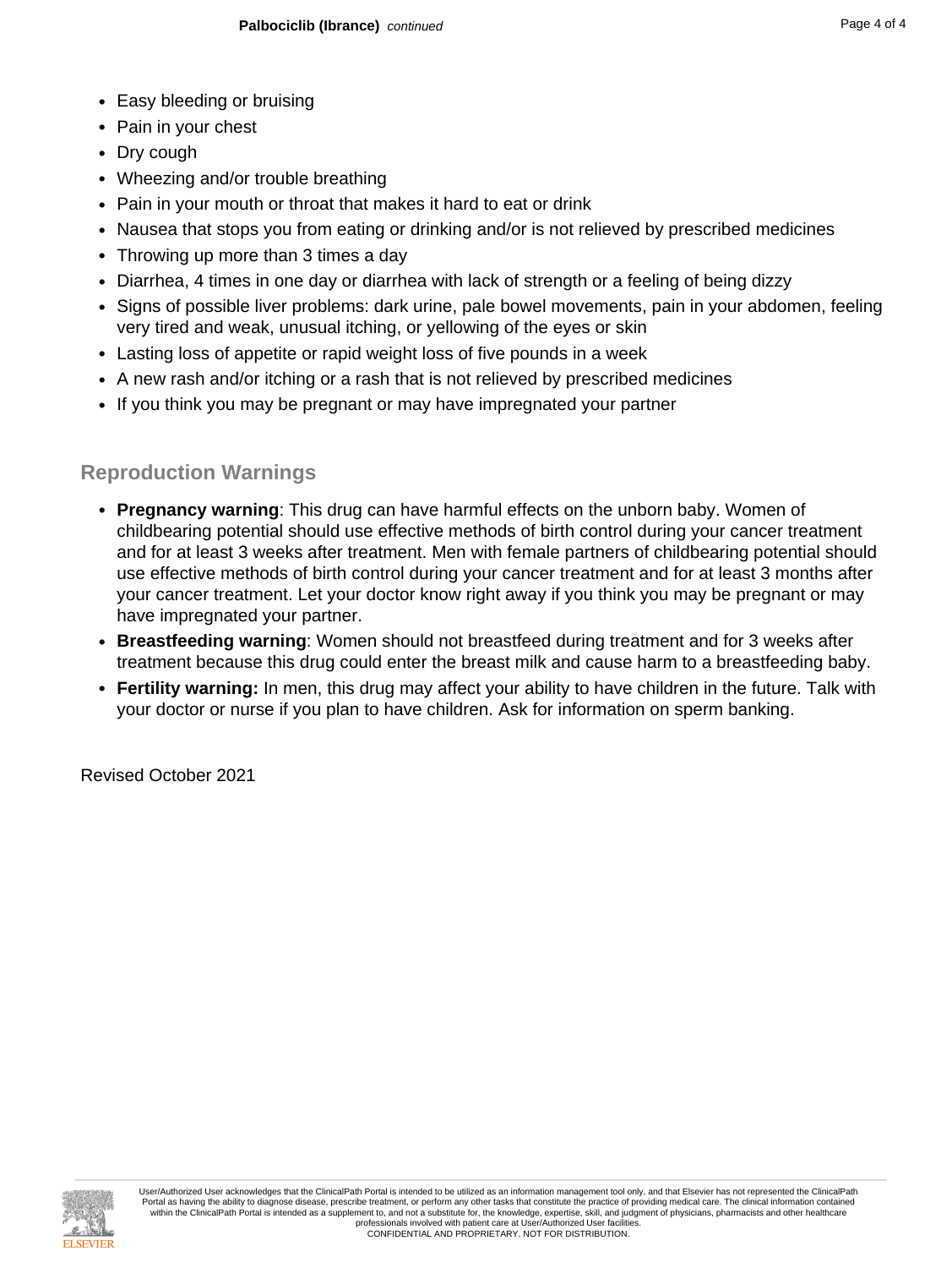- Easy bleeding or bruising
- Pain in your chest
- Dry cough
- Wheezing and/or trouble breathing
- Pain in your mouth or throat that makes it hard to eat or drink
- Nausea that stops you from eating or drinking and/or is not relieved by prescribed medicines
- Throwing up more than 3 times a day
- Diarrhea, 4 times in one day or diarrhea with lack of strength or a feeling of being dizzy
- Signs of possible liver problems: dark urine, pale bowel movements, pain in your abdomen, feeling very tired and weak, unusual itching, or yellowing of the eyes or skin
- Lasting loss of appetite or rapid weight loss of five pounds in a week
- A new rash and/or itching or a rash that is not relieved by prescribed medicines
- If you think you may be pregnant or may have impregnated your partner

## Reproduction Warnings

- **Pregnancy warning**: This drug can have harmful effects on the unborn baby. Women of childbearing potential should use effective methods of birth control during your cancer treatment and for at least 3 weeks after treatment. Men with female partners of childbearing potential should use effective methods of birth control during your cancer treatment and for at least 3 months after your cancer treatment. Let your doctor know right away if you think you may be pregnant or may have impregnated your partner.
- **Breastfeeding warning**: Women should not breastfeed during treatment and for 3 weeks after treatment because this drug could enter the breast milk and cause harm to a breastfeeding baby.
- **Fertility warning:** In men, this drug may affect your ability to have children in the future. Talk with your doctor or nurse if you plan to have children. Ask for information on sperm banking.

Revised October 2021

User/Authorized User acknowledges that the ClinicalPath Portal is intended to be utilized as an information management tool only, and that Elsevier has not represented the ClinicalPath Portal as having the ability to diagnose disease, prescribe treatment, or perform any other tasks that constitute the practice of providing medical care. The clinical information contained within the ClinicalPath Portal is intended as a supplement to, and not a substitute for, the knowledge, expertise, skill, and judgment of physicians, pharmacists and other healthcare professionals involved with patient care at User/Authorized User facilities.
CONFIDENTIAL AND PROPRIETARY. NOT FOR DISTRIBUTION.